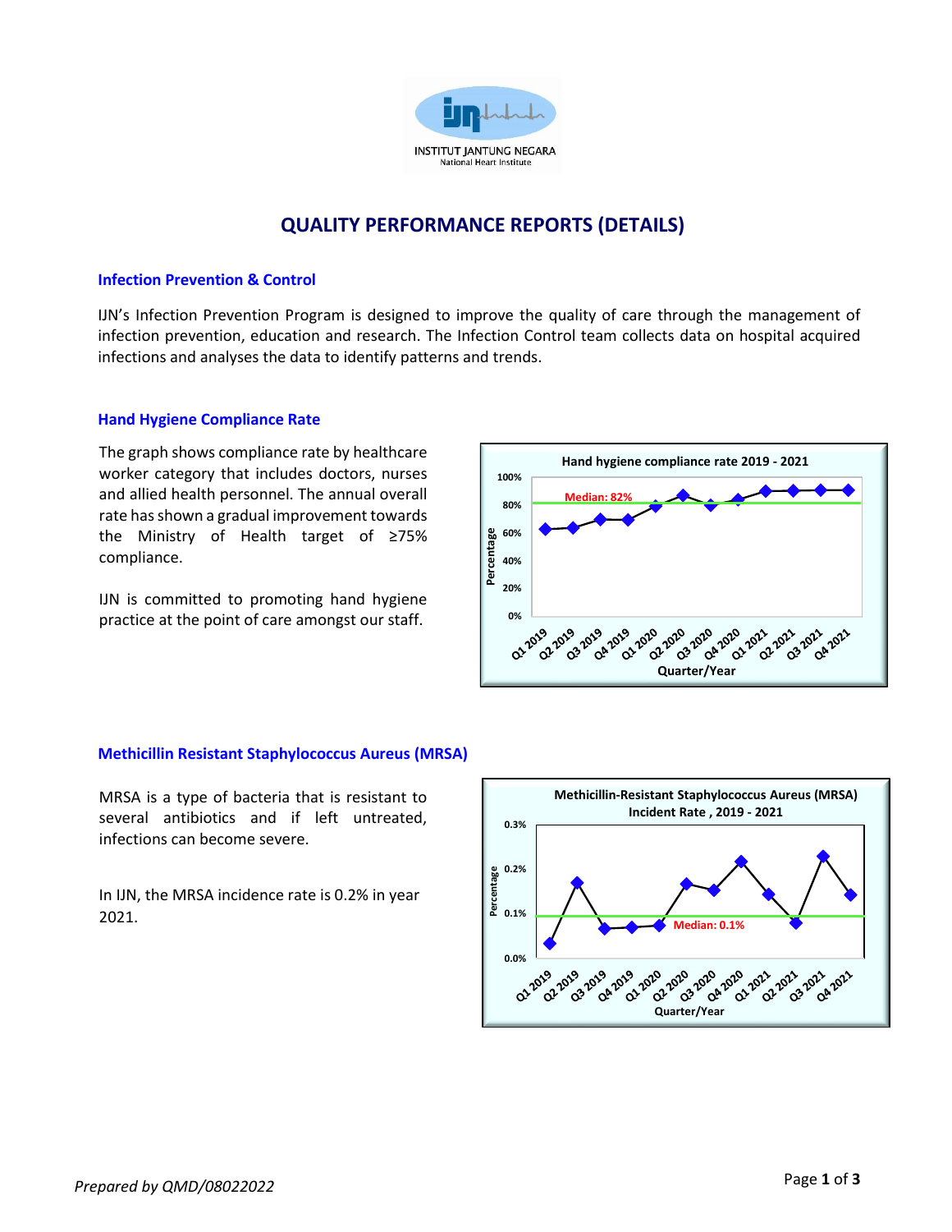# QUALITY PERFORMANCE REPORTS (DETAILS)

## Infection Prevention & Control

IJN's Infection Prevention Program is designed to improve the quality of care through the management of infection prevention, education and research. The Infection Control team collects data on hospital acquired infections and analyses the data to identify patterns and trends.

## Hand Hygiene Compliance Rate

The graph shows compliance rate by healthcare worker category that includes doctors, nurses and allied health personnel. The annual overall rate has shown a gradual improvement towards the Ministry of Health target of ≥75% compliance.

IJN is committed to promoting hand hygiene practice at the point of care amongst our staff.

## Methicillin Resistant Staphylococcus Aureus (MRSA)

MRSA is a type of bacteria that is resistant to several antibiotics and if left untreated, infections can become severe.

In IJN, the MRSA incidence rate is 0.2% in year 2021.

*Prepared by QMD/08022022*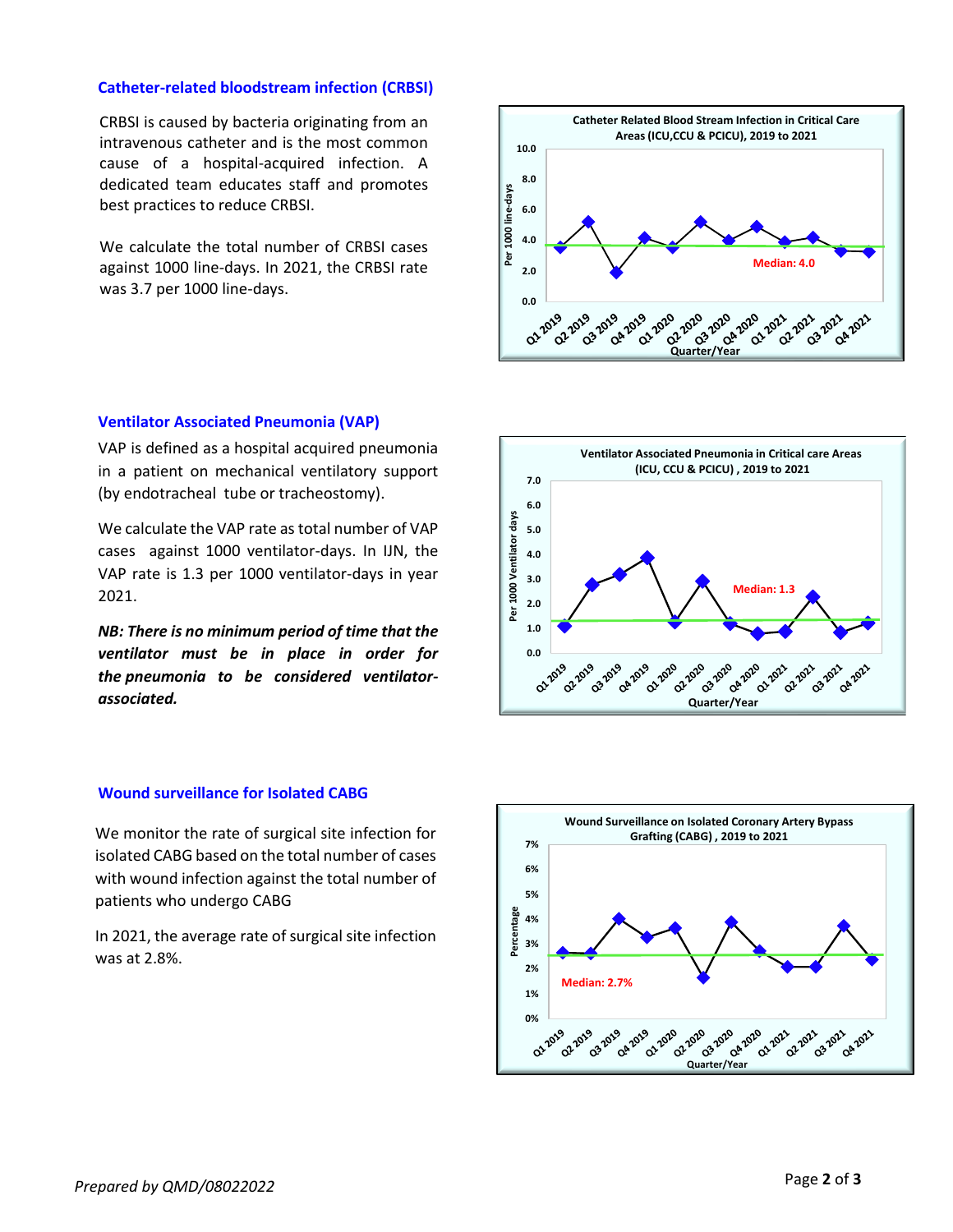## Catheter-related bloodstream infection (CRBSI)

CRBSI is caused by bacteria originating from an intravenous catheter and is the most common cause of a hospital-acquired infection. A dedicated team educates staff and promotes best practices to reduce CRBSI.

We calculate the total number of CRBSI cases against 1000 line-days. In 2021, the CRBSI rate was 3.7 per 1000 line-days.

## Ventilator Associated Pneumonia (VAP)

VAP is defined as a hospital acquired pneumonia in a patient on mechanical ventilatory support (by endotracheal tube or tracheostomy).

We calculate the VAP rate as total number of VAP cases against 1000 ventilator-days. In IJN, the VAP rate is 1.3 per 1000 ventilator-days in year 2021.

***NB: There is no minimum period of time that the ventilator must be in place in order for the pneumonia to be considered ventilator-associated.***

## Wound surveillance for Isolated CABG

We monitor the rate of surgical site infection for isolated CABG based on the total number of cases with wound infection against the total number of patients who undergo CABG

In 2021, the average rate of surgical site infection was at 2.8%.

*Prepared by QMD/08022022*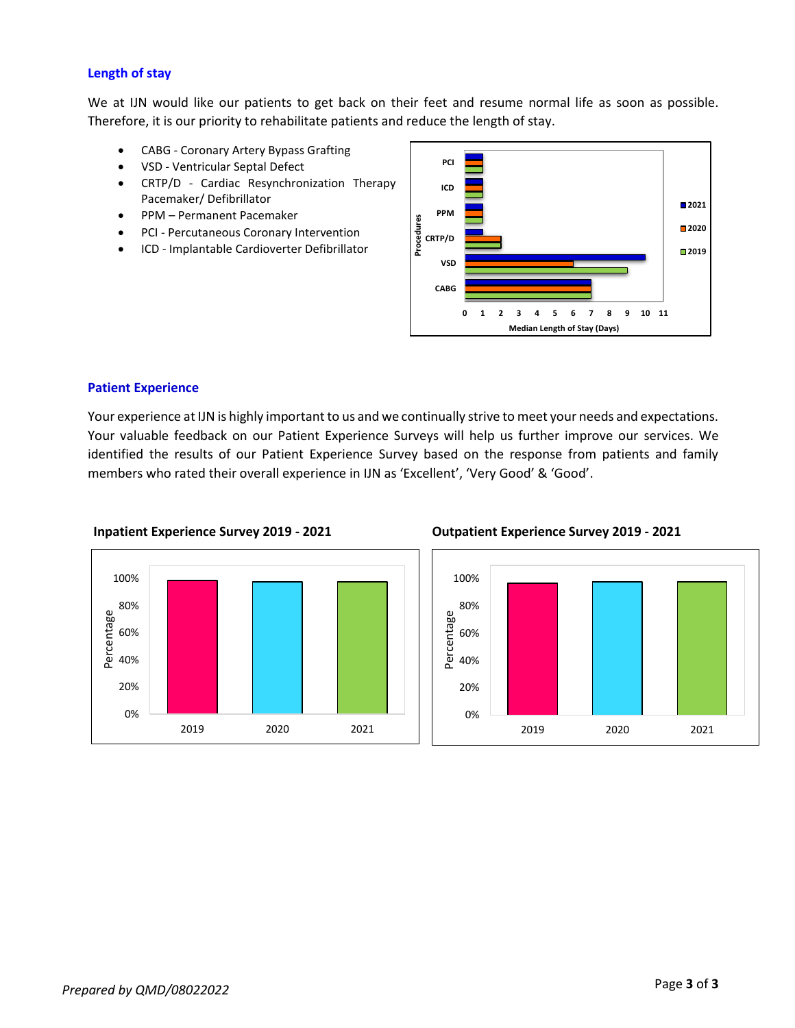## Length of stay

We at IJN would like our patients to get back on their feet and resume normal life as soon as possible. Therefore, it is our priority to rehabilitate patients and reduce the length of stay.

- CABG - Coronary Artery Bypass Grafting
- VSD - Ventricular Septal Defect
- CRTP/D - Cardiac Resynchronization Therapy Pacemaker/ Defibrillator
- PPM – Permanent Pacemaker
- PCI - Percutaneous Coronary Intervention
- ICD - Implantable Cardioverter Defibrillator

Procedures
PCI
ICD
PPM
CRTP/D
VSD
CABG
0 1 2 3 4 5 6 7 8 9 10 11
Median Length of Stay (Days)
2021
2020
2019

## Patient Experience

Your experience at IJN is highly important to us and we continually strive to meet your needs and expectations. Your valuable feedback on our Patient Experience Surveys will help us further improve our services. We identified the results of our Patient Experience Survey based on the response from patients and family members who rated their overall experience in IJN as 'Excellent', 'Very Good' & 'Good'.

**Inpatient Experience Survey 2019 - 2021**

Percentage
100%
80%
60%
40%
20%
0%
2019 2020 2021

**Outpatient Experience Survey 2019 - 2021**

Percentage
100%
80%
60%
40%
20%
0%
2019 2020 2021

*Prepared by QMD/08022022*